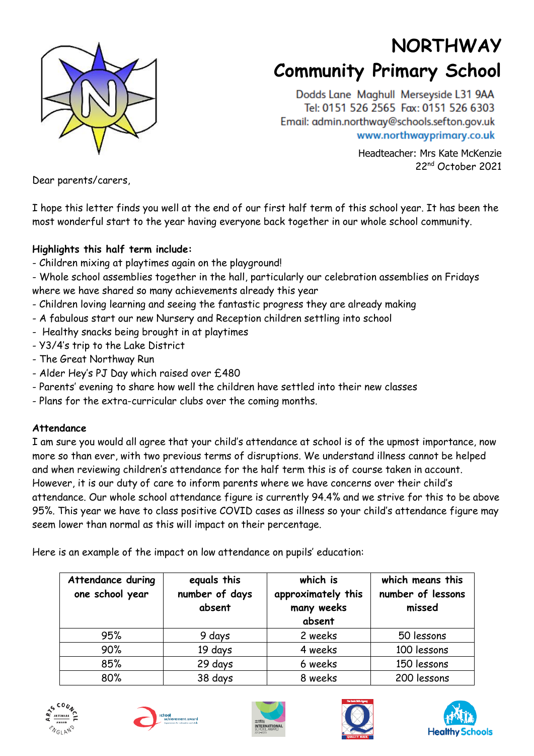# NORTHWAY
# Community Primary School

Dodds Lane Maghull Merseyside L31 9AA
Tel: 0151 526 2565 Fax: 0151 526 6303
Email: admin.northway@schools.sefton.gov.uk
www.northwayprimary.co.uk

Headteacher: Mrs Kate McKenzie
22nd October 2021

Dear parents/carers,

I hope this letter finds you well at the end of our first half term of this school year. It has been the most wonderful start to the year having everyone back together in our whole school community.

**Highlights this half term include:**

- Children mixing at playtimes again on the playground!
- Whole school assemblies together in the hall, particularly our celebration assemblies on Fridays where we have shared so many achievements already this year
- Children loving learning and seeing the fantastic progress they are already making
- A fabulous start our new Nursery and Reception children settling into school
- Healthy snacks being brought in at playtimes
- Y3/4's trip to the Lake District
- The Great Northway Run
- Alder Hey's PJ Day which raised over £480
- Parents' evening to share how well the children have settled into their new classes
- Plans for the extra-curricular clubs over the coming months.

**Attendance**

I am sure you would all agree that your child's attendance at school is of the upmost importance, now more so than ever, with two previous terms of disruptions. We understand illness cannot be helped and when reviewing children's attendance for the half term this is of course taken in account. However, it is our duty of care to inform parents where we have concerns over their child's attendance. Our whole school attendance figure is currently 94.4% and we strive for this to be above 95%. This year we have to class positive COVID cases as illness so your child's attendance figure may seem lower than normal as this will impact on their percentage.

Here is an example of the impact on low attendance on pupils' education:

| Attendance during one school year | equals this number of days absent | which is approximately this many weeks absent | which means this number of lessons missed |
|---|---|---|---|
| 95% | 9 days | 2 weeks | 50 lessons |
| 90% | 19 days | 4 weeks | 100 lessons |
| 85% | 29 days | 6 weeks | 150 lessons |
| 80% | 38 days | 8 weeks | 200 lessons |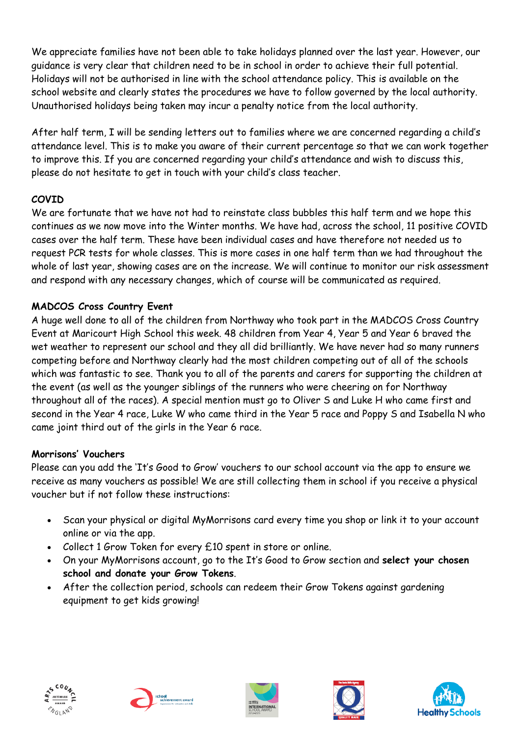We appreciate families have not been able to take holidays planned over the last year. However, our guidance is very clear that children need to be in school in order to achieve their full potential. Holidays will not be authorised in line with the school attendance policy. This is available on the school website and clearly states the procedures we have to follow governed by the local authority. Unauthorised holidays being taken may incur a penalty notice from the local authority.

After half term, I will be sending letters out to families where we are concerned regarding a child's attendance level. This is to make you aware of their current percentage so that we can work together to improve this. If you are concerned regarding your child's attendance and wish to discuss this, please do not hesitate to get in touch with your child's class teacher.

**COVID**

We are fortunate that we have not had to reinstate class bubbles this half term and we hope this continues as we now move into the Winter months. We have had, across the school, 11 positive COVID cases over the half term. These have been individual cases and have therefore not needed us to request PCR tests for whole classes. This is more cases in one half term than we had throughout the whole of last year, showing cases are on the increase. We will continue to monitor our risk assessment and respond with any necessary changes, which of course will be communicated as required.

**MADCOS Cross Country Event**

A huge well done to all of the children from Northway who took part in the MADCOS Cross Country Event at Maricourt High School this week. 48 children from Year 4, Year 5 and Year 6 braved the wet weather to represent our school and they all did brilliantly. We have never had so many runners competing before and Northway clearly had the most children competing out of all of the schools which was fantastic to see. Thank you to all of the parents and carers for supporting the children at the event (as well as the younger siblings of the runners who were cheering on for Northway throughout all of the races). A special mention must go to Oliver S and Luke H who came first and second in the Year 4 race, Luke W who came third in the Year 5 race and Poppy S and Isabella N who came joint third out of the girls in the Year 6 race.

**Morrisons' Vouchers**

Please can you add the 'It's Good to Grow' vouchers to our school account via the app to ensure we receive as many vouchers as possible! We are still collecting them in school if you receive a physical voucher but if not follow these instructions:

- Scan your physical or digital MyMorrisons card every time you shop or link it to your account online or via the app.
- Collect 1 Grow Token for every £10 spent in store or online.
- On your MyMorrisons account, go to the It's Good to Grow section and **select your chosen school and donate your Grow Tokens**.
- After the collection period, schools can redeem their Grow Tokens against gardening equipment to get kids growing!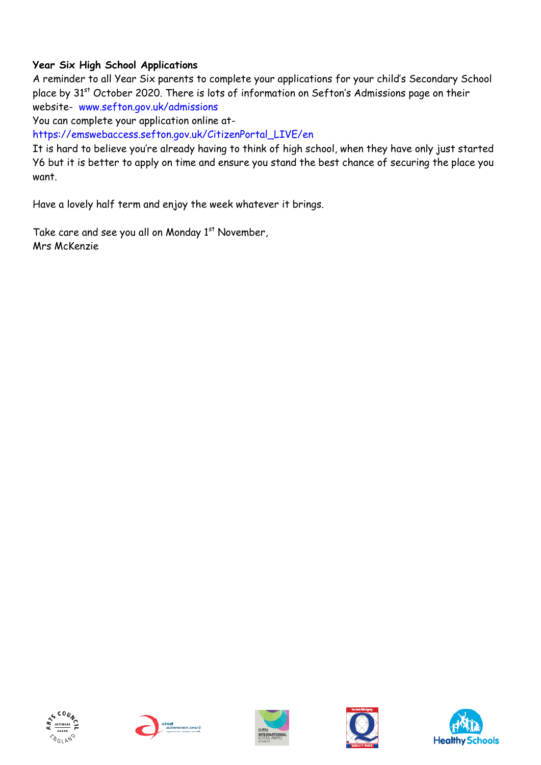**Year Six High School Applications**

A reminder to all Year Six parents to complete your applications for your child's Secondary School place by 31st October 2020. There is lots of information on Sefton's Admissions page on their website- www.sefton.gov.uk/admissions

You can complete your application online at-

https://emswebaccess.sefton.gov.uk/CitizenPortal_LIVE/en

It is hard to believe you're already having to think of high school, when they have only just started Y6 but it is better to apply on time and ensure you stand the best chance of securing the place you want.

Have a lovely half term and enjoy the week whatever it brings.

Take care and see you all on Monday 1st November,

Mrs McKenzie